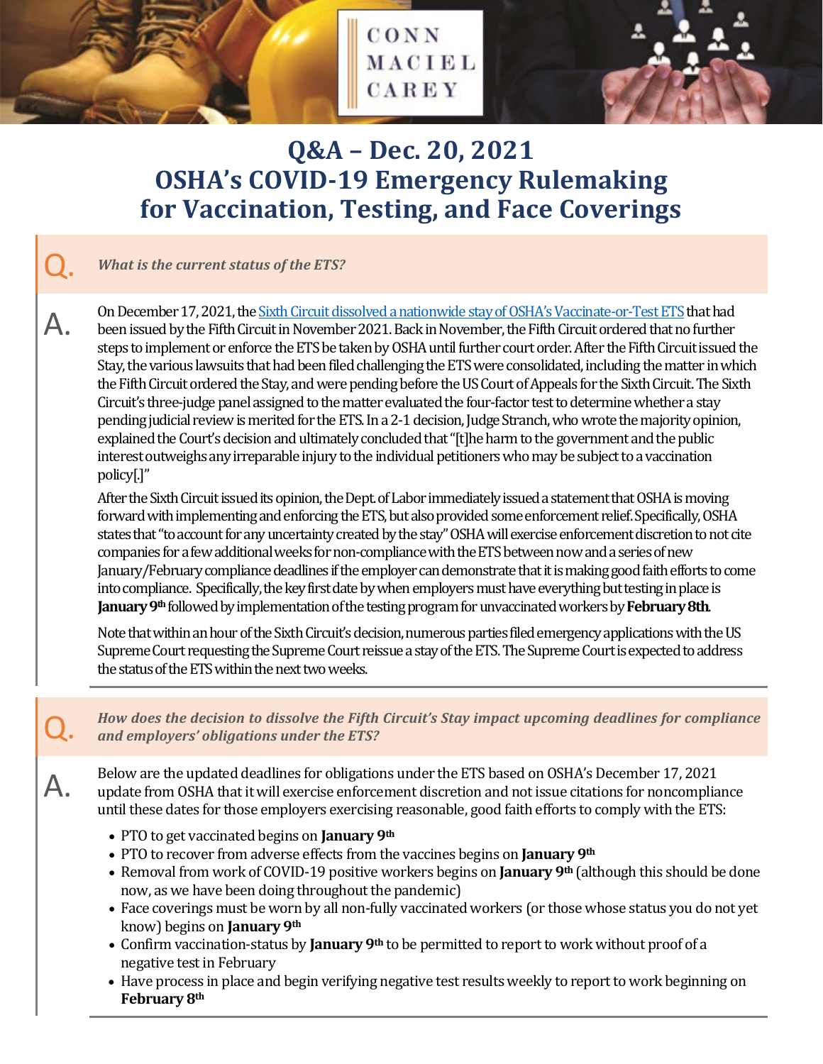# Q&A – Dec. 20, 2021
# OSHA's COVID-19 Emergency Rulemaking for Vaccination, Testing, and Face Coverings

**Q.** ***What is the current status of the ETS?***

**A.** On December 17, 2021, the Sixth Circuit dissolved a nationwide stay of OSHA's Vaccinate-or-Test ETS that had been issued by the Fifth Circuit in November 2021. Back in November, the Fifth Circuit ordered that no further steps to implement or enforce the ETS be taken by OSHA until further court order. After the Fifth Circuit issued the Stay, the various lawsuits that had been filed challenging the ETS were consolidated, including the matter in which the Fifth Circuit ordered the Stay, and were pending before the US Court of Appeals for the Sixth Circuit. The Sixth Circuit's three-judge panel assigned to the matter evaluated the four-factor test to determine whether a stay pending judicial review is merited for the ETS. In a 2-1 decision, Judge Stranch, who wrote the majority opinion, explained the Court's decision and ultimately concluded that "[t]he harm to the government and the public interest outweighs any irreparable injury to the individual petitioners who may be subject to a vaccination policy[.]"

After the Sixth Circuit issued its opinion, the Dept. of Labor immediately issued a statement that OSHA is moving forward with implementing and enforcing the ETS, but also provided some enforcement relief. Specifically, OSHA states that "to account for any uncertainty created by the stay" OSHA will exercise enforcement discretion to not cite companies for a few additional weeks for non-compliance with the ETS between now and a series of new January/February compliance deadlines if the employer can demonstrate that it is making good faith efforts to come into compliance. Specifically, the key first date by when employers must have everything but testing in place is **January 9th** followed by implementation of the testing program for unvaccinated workers by **February 8th**.

Note that within an hour of the Sixth Circuit's decision, numerous parties filed emergency applications with the US Supreme Court requesting the Supreme Court reissue a stay of the ETS. The Supreme Court is expected to address the status of the ETS within the next two weeks.

**Q.** ***How does the decision to dissolve the Fifth Circuit's Stay impact upcoming deadlines for compliance and employers' obligations under the ETS?***

**A.** Below are the updated deadlines for obligations under the ETS based on OSHA's December 17, 2021 update from OSHA that it will exercise enforcement discretion and not issue citations for noncompliance until these dates for those employers exercising reasonable, good faith efforts to comply with the ETS:

- PTO to get vaccinated begins on **January 9th**
- PTO to recover from adverse effects from the vaccines begins on **January 9th**
- Removal from work of COVID-19 positive workers begins on **January 9th** (although this should be done now, as we have been doing throughout the pandemic)
- Face coverings must be worn by all non-fully vaccinated workers (or those whose status you do not yet know) begins on **January 9th**
- Confirm vaccination-status by **January 9th** to be permitted to report to work without proof of a negative test in February
- Have process in place and begin verifying negative test results weekly to report to work beginning on **February 8th**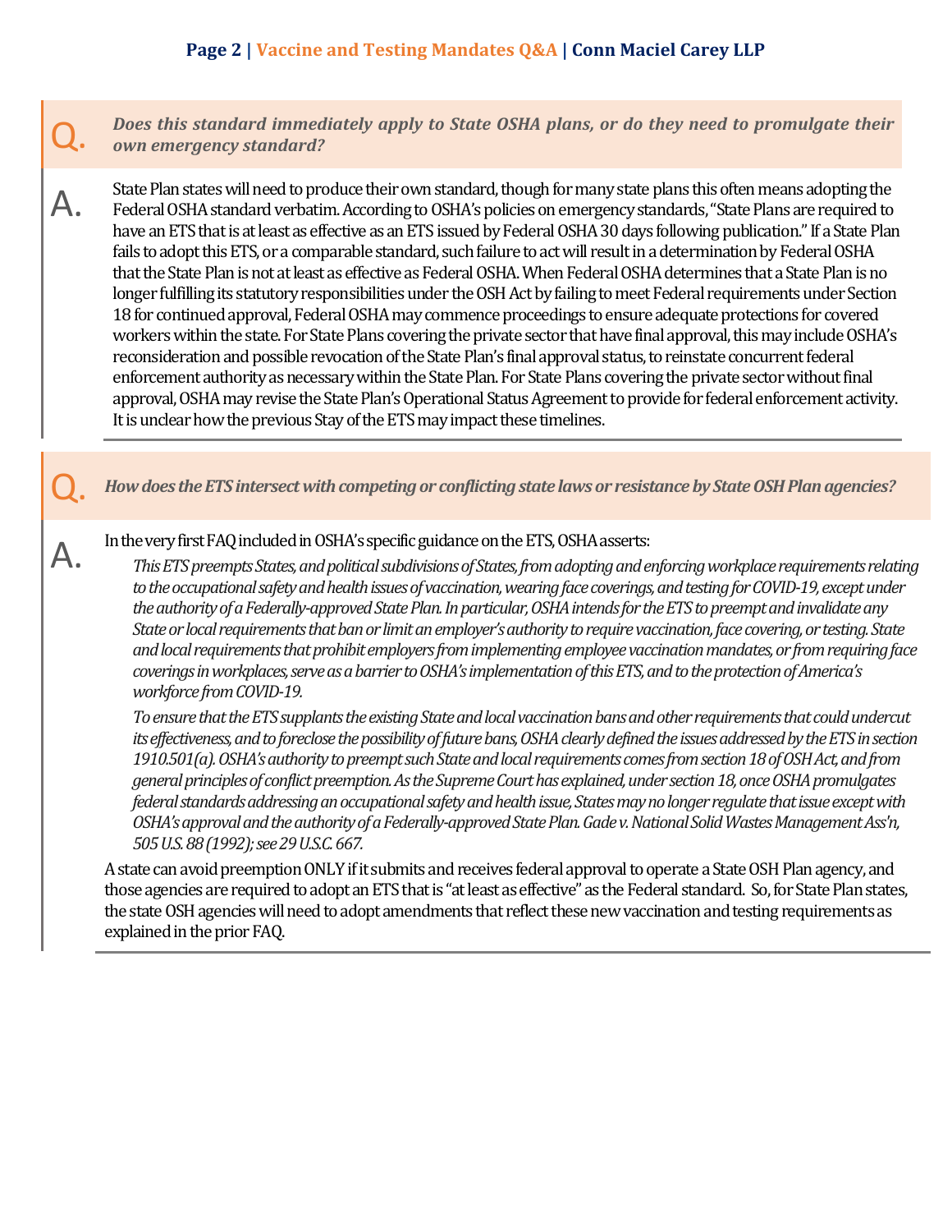**Q.** ***Does this standard immediately apply to State OSHA plans, or do they need to promulgate their own emergency standard?***

**A.** State Plan states will need to produce their own standard, though for many state plans this often means adopting the Federal OSHA standard verbatim. According to OSHA's policies on emergency standards, "State Plans are required to have an ETS that is at least as effective as an ETS issued by Federal OSHA 30 days following publication." If a State Plan fails to adopt this ETS, or a comparable standard, such failure to act will result in a determination by Federal OSHA that the State Plan is not at least as effective as Federal OSHA. When Federal OSHA determines that a State Plan is no longer fulfilling its statutory responsibilities under the OSH Act by failing to meet Federal requirements under Section 18 for continued approval, Federal OSHA may commence proceedings to ensure adequate protections for covered workers within the state. For State Plans covering the private sector that have final approval, this may include OSHA's reconsideration and possible revocation of the State Plan's final approval status, to reinstate concurrent federal enforcement authority as necessary within the State Plan. For State Plans covering the private sector without final approval, OSHA may revise the State Plan's Operational Status Agreement to provide for federal enforcement activity. It is unclear how the previous Stay of the ETS may impact these timelines.

**Q.** ***How does the ETS intersect with competing or conflicting state laws or resistance by State OSH Plan agencies?***

**A.** In the very first FAQ included in OSHA's specific guidance on the ETS, OSHA asserts:

> *This ETS preempts States, and political subdivisions of States, from adopting and enforcing workplace requirements relating to the occupational safety and health issues of vaccination, wearing face coverings, and testing for COVID-19, except under the authority of a Federally-approved State Plan. In particular, OSHA intends for the ETS to preempt and invalidate any State or local requirements that ban or limit an employer's authority to require vaccination, face covering, or testing. State and local requirements that prohibit employers from implementing employee vaccination mandates, or from requiring face coverings in workplaces, serve as a barrier to OSHA's implementation of this ETS, and to the protection of America's workforce from COVID-19.*
>
> *To ensure that the ETS supplants the existing State and local vaccination bans and other requirements that could undercut its effectiveness, and to foreclose the possibility of future bans, OSHA clearly defined the issues addressed by the ETS in section 1910.501(a). OSHA's authority to preempt such State and local requirements comes from section 18 of OSH Act, and from general principles of conflict preemption. As the Supreme Court has explained, under section 18, once OSHA promulgates federal standards addressing an occupational safety and health issue, States may no longer regulate that issue except with OSHA's approval and the authority of a Federally-approved State Plan. Gade v. National Solid Wastes Management Ass'n, 505 U.S. 88 (1992); see 29 U.S.C. 667.*

A state can avoid preemption ONLY if it submits and receives federal approval to operate a State OSH Plan agency, and those agencies are required to adopt an ETS that is "at least as effective" as the Federal standard. So, for State Plan states, the state OSH agencies will need to adopt amendments that reflect these new vaccination and testing requirements as explained in the prior FAQ.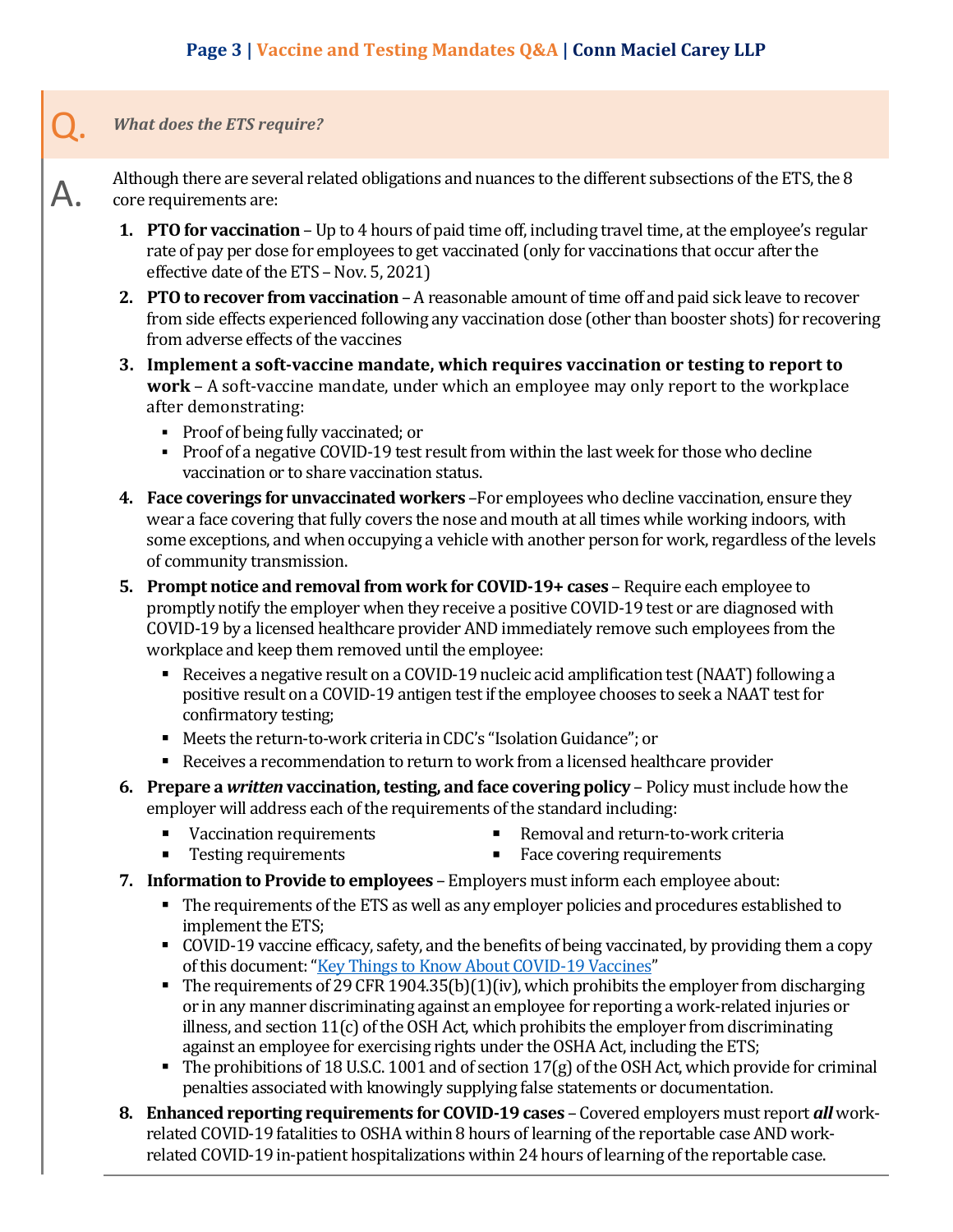**Q.** ***What does the ETS require?***

**A.** Although there are several related obligations and nuances to the different subsections of the ETS, the 8 core requirements are:

1. **PTO for vaccination** – Up to 4 hours of paid time off, including travel time, at the employee's regular rate of pay per dose for employees to get vaccinated (only for vaccinations that occur after the effective date of the ETS – Nov. 5, 2021)
2. **PTO to recover from vaccination** – A reasonable amount of time off and paid sick leave to recover from side effects experienced following any vaccination dose (other than booster shots) for recovering from adverse effects of the vaccines
3. **Implement a soft-vaccine mandate, which requires vaccination or testing to report to work** – A soft-vaccine mandate, under which an employee may only report to the workplace after demonstrating:
   - Proof of being fully vaccinated; or
   - Proof of a negative COVID-19 test result from within the last week for those who decline vaccination or to share vaccination status.
4. **Face coverings for unvaccinated workers** –For employees who decline vaccination, ensure they wear a face covering that fully covers the nose and mouth at all times while working indoors, with some exceptions, and when occupying a vehicle with another person for work, regardless of the levels of community transmission.
5. **Prompt notice and removal from work for COVID-19+ cases** – Require each employee to promptly notify the employer when they receive a positive COVID-19 test or are diagnosed with COVID-19 by a licensed healthcare provider AND immediately remove such employees from the workplace and keep them removed until the employee:
   - Receives a negative result on a COVID-19 nucleic acid amplification test (NAAT) following a positive result on a COVID-19 antigen test if the employee chooses to seek a NAAT test for confirmatory testing;
   - Meets the return-to-work criteria in CDC's "Isolation Guidance"; or
   - Receives a recommendation to return to work from a licensed healthcare provider
6. **Prepare a *written* vaccination, testing, and face covering policy** – Policy must include how the employer will address each of the requirements of the standard including:
   - Vaccination requirements
   - Testing requirements
   - Removal and return-to-work criteria
   - Face covering requirements
7. **Information to Provide to employees** – Employers must inform each employee about:
   - The requirements of the ETS as well as any employer policies and procedures established to implement the ETS;
   - COVID-19 vaccine efficacy, safety, and the benefits of being vaccinated, by providing them a copy of this document: "[Key Things to Know About COVID-19 Vaccines]"
   - The requirements of 29 CFR 1904.35(b)(1)(iv), which prohibits the employer from discharging or in any manner discriminating against an employee for reporting a work-related injuries or illness, and section 11(c) of the OSH Act, which prohibits the employer from discriminating against an employee for exercising rights under the OSHA Act, including the ETS;
   - The prohibitions of 18 U.S.C. 1001 and of section 17(g) of the OSH Act, which provide for criminal penalties associated with knowingly supplying false statements or documentation.
8. **Enhanced reporting requirements for COVID-19 cases** – Covered employers must report ***all*** work-related COVID-19 fatalities to OSHA within 8 hours of learning of the reportable case AND work-related COVID-19 in-patient hospitalizations within 24 hours of learning of the reportable case.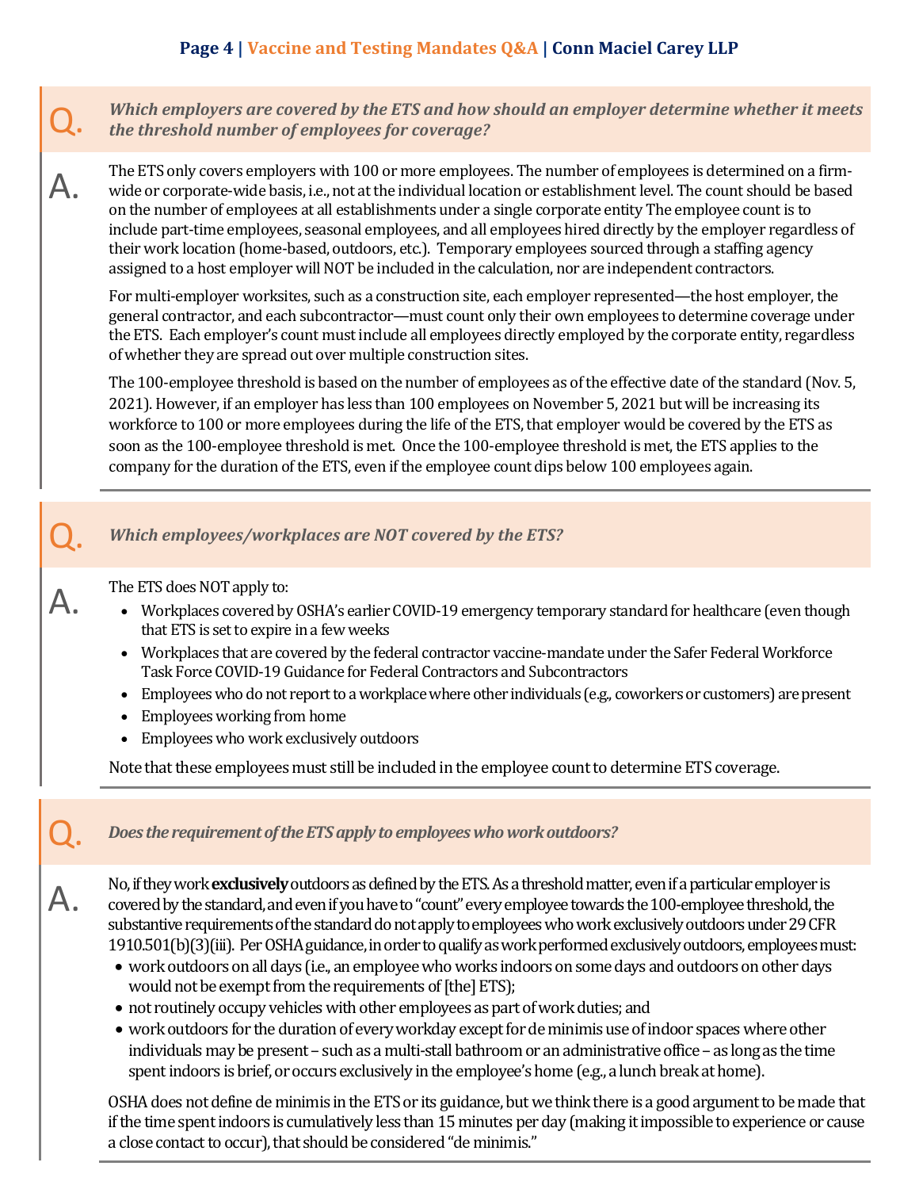**Q.** ***Which employers are covered by the ETS and how should an employer determine whether it meets the threshold number of employees for coverage?***

**A.** The ETS only covers employers with 100 or more employees. The number of employees is determined on a firm-wide or corporate-wide basis, i.e., not at the individual location or establishment level. The count should be based on the number of employees at all establishments under a single corporate entity The employee count is to include part-time employees, seasonal employees, and all employees hired directly by the employer regardless of their work location (home-based, outdoors, etc.). Temporary employees sourced through a staffing agency assigned to a host employer will NOT be included in the calculation, nor are independent contractors.

For multi-employer worksites, such as a construction site, each employer represented—the host employer, the general contractor, and each subcontractor—must count only their own employees to determine coverage under the ETS. Each employer's count must include all employees directly employed by the corporate entity, regardless of whether they are spread out over multiple construction sites.

The 100-employee threshold is based on the number of employees as of the effective date of the standard (Nov. 5, 2021). However, if an employer has less than 100 employees on November 5, 2021 but will be increasing its workforce to 100 or more employees during the life of the ETS, that employer would be covered by the ETS as soon as the 100-employee threshold is met. Once the 100-employee threshold is met, the ETS applies to the company for the duration of the ETS, even if the employee count dips below 100 employees again.

**Q.** ***Which employees/workplaces are NOT covered by the ETS?***

**A.** The ETS does NOT apply to:

- Workplaces covered by OSHA's earlier COVID-19 emergency temporary standard for healthcare (even though that ETS is set to expire in a few weeks
- Workplaces that are covered by the federal contractor vaccine-mandate under the Safer Federal Workforce Task Force COVID-19 Guidance for Federal Contractors and Subcontractors
- Employees who do not report to a workplace where other individuals (e.g., coworkers or customers) are present
- Employees working from home
- Employees who work exclusively outdoors

Note that these employees must still be included in the employee count to determine ETS coverage.

**Q.** ***Does the requirement of the ETS apply to employees who work outdoors?***

**A.** No, if they work **exclusively** outdoors as defined by the ETS. As a threshold matter, even if a particular employer is covered by the standard, and even if you have to "count" every employee towards the 100-employee threshold, the substantive requirements of the standard do not apply to employees who work exclusively outdoors under 29 CFR 1910.501(b)(3)(iii). Per OSHA guidance, in order to qualify as work performed exclusively outdoors, employees must:

- work outdoors on all days (i.e., an employee who works indoors on some days and outdoors on other days would not be exempt from the requirements of [the] ETS);
- not routinely occupy vehicles with other employees as part of work duties; and
- work outdoors for the duration of every workday except for de minimis use of indoor spaces where other individuals may be present – such as a multi-stall bathroom or an administrative office – as long as the time spent indoors is brief, or occurs exclusively in the employee's home (e.g., a lunch break at home).

OSHA does not define de minimis in the ETS or its guidance, but we think there is a good argument to be made that if the time spent indoors is cumulatively less than 15 minutes per day (making it impossible to experience or cause a close contact to occur), that should be considered "de minimis."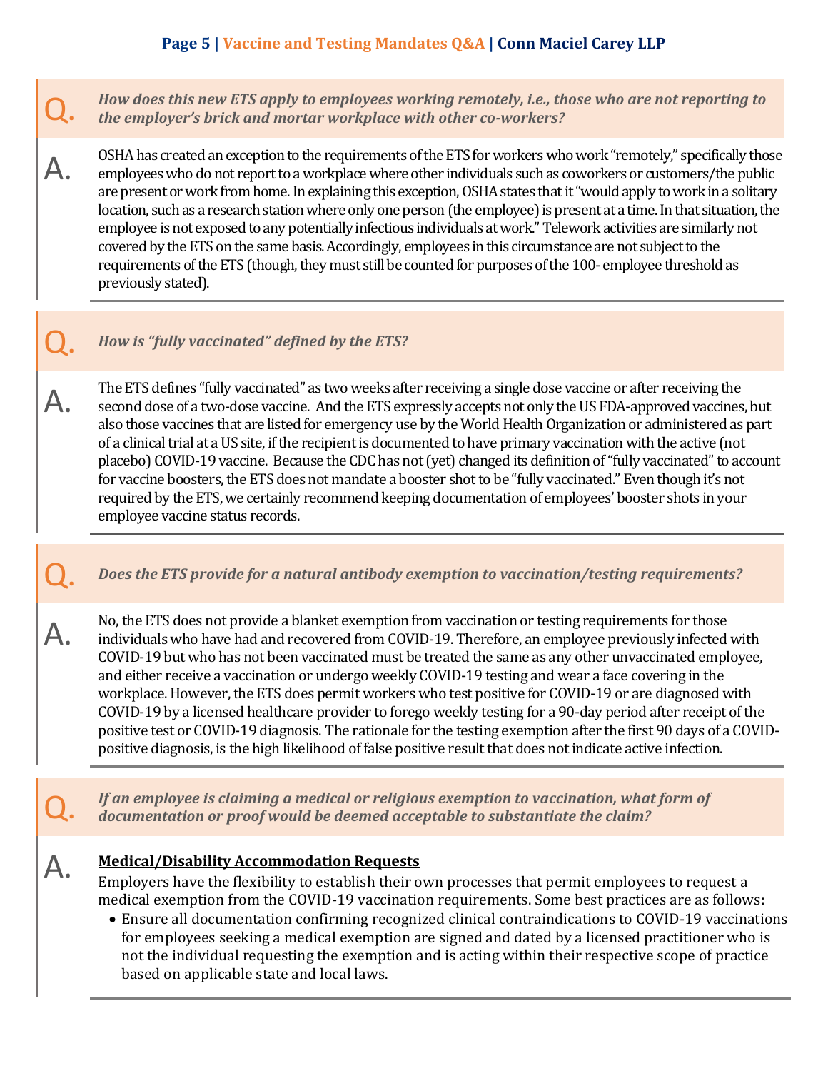**Q.** ***How does this new ETS apply to employees working remotely, i.e., those who are not reporting to the employer's brick and mortar workplace with other co-workers?***

**A.** OSHA has created an exception to the requirements of the ETS for workers who work "remotely," specifically those employees who do not report to a workplace where other individuals such as coworkers or customers/the public are present or work from home. In explaining this exception, OSHA states that it "would apply to work in a solitary location, such as a research station where only one person (the employee) is present at a time. In that situation, the employee is not exposed to any potentially infectious individuals at work." Telework activities are similarly not covered by the ETS on the same basis. Accordingly, employees in this circumstance are not subject to the requirements of the ETS (though, they must still be counted for purposes of the 100- employee threshold as previously stated).

**Q.** ***How is "fully vaccinated" defined by the ETS?***

**A.** The ETS defines "fully vaccinated" as two weeks after receiving a single dose vaccine or after receiving the second dose of a two-dose vaccine. And the ETS expressly accepts not only the US FDA-approved vaccines, but also those vaccines that are listed for emergency use by the World Health Organization or administered as part of a clinical trial at a US site, if the recipient is documented to have primary vaccination with the active (not placebo) COVID-19 vaccine. Because the CDC has not (yet) changed its definition of "fully vaccinated" to account for vaccine boosters, the ETS does not mandate a booster shot to be "fully vaccinated." Even though it's not required by the ETS, we certainly recommend keeping documentation of employees' booster shots in your employee vaccine status records.

**Q.** ***Does the ETS provide for a natural antibody exemption to vaccination/testing requirements?***

**A.** No, the ETS does not provide a blanket exemption from vaccination or testing requirements for those individuals who have had and recovered from COVID-19. Therefore, an employee previously infected with COVID-19 but who has not been vaccinated must be treated the same as any other unvaccinated employee, and either receive a vaccination or undergo weekly COVID-19 testing and wear a face covering in the workplace. However, the ETS does permit workers who test positive for COVID-19 or are diagnosed with COVID-19 by a licensed healthcare provider to forego weekly testing for a 90-day period after receipt of the positive test or COVID-19 diagnosis. The rationale for the testing exemption after the first 90 days of a COVID-positive diagnosis, is the high likelihood of false positive result that does not indicate active infection.

**Q.** ***If an employee is claiming a medical or religious exemption to vaccination, what form of documentation or proof would be deemed acceptable to substantiate the claim?***

**A.** **<u>Medical/Disability Accommodation Requests</u>**

Employers have the flexibility to establish their own processes that permit employees to request a medical exemption from the COVID-19 vaccination requirements. Some best practices are as follows:

- Ensure all documentation confirming recognized clinical contraindications to COVID-19 vaccinations for employees seeking a medical exemption are signed and dated by a licensed practitioner who is not the individual requesting the exemption and is acting within their respective scope of practice based on applicable state and local laws.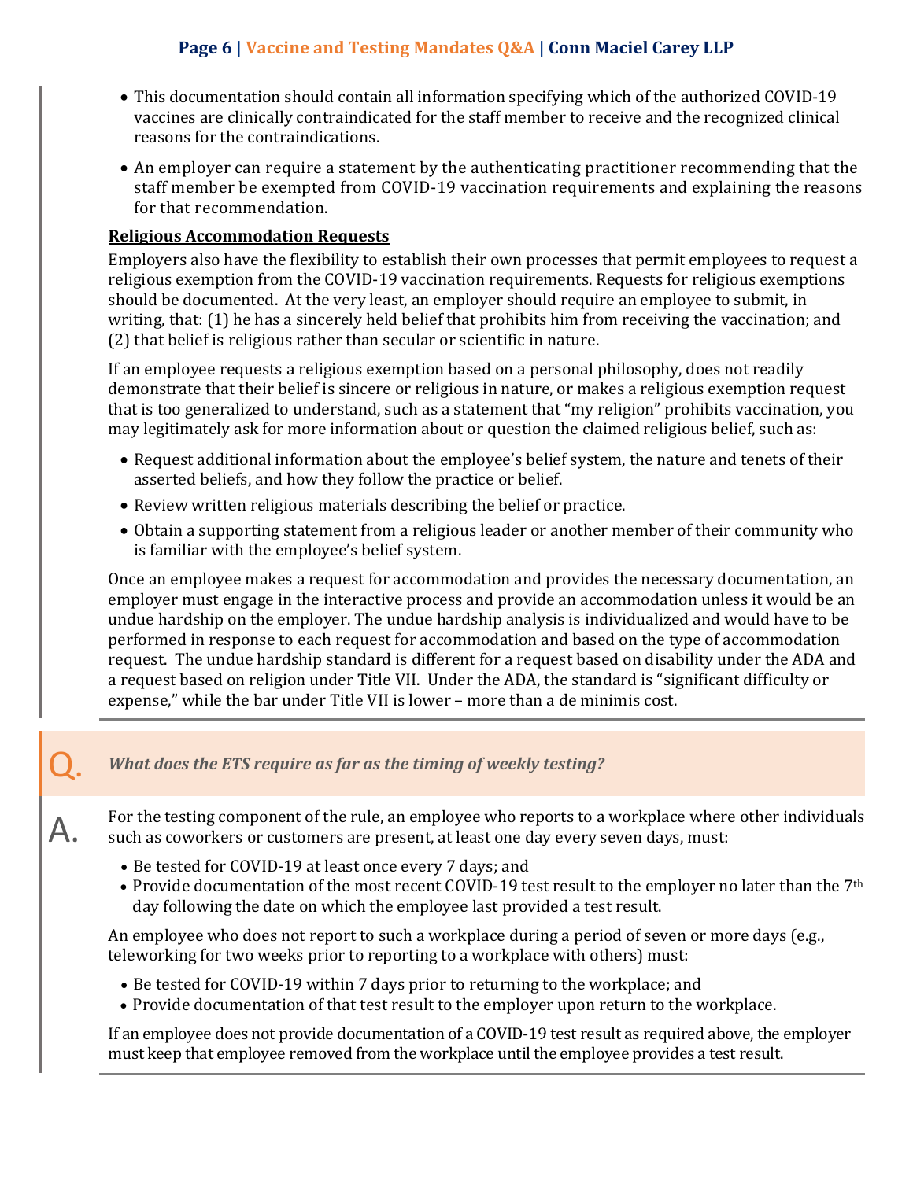- This documentation should contain all information specifying which of the authorized COVID-19 vaccines are clinically contraindicated for the staff member to receive and the recognized clinical reasons for the contraindications.
- An employer can require a statement by the authenticating practitioner recommending that the staff member be exempted from COVID-19 vaccination requirements and explaining the reasons for that recommendation.

**Religious Accommodation Requests**

Employers also have the flexibility to establish their own processes that permit employees to request a religious exemption from the COVID-19 vaccination requirements. Requests for religious exemptions should be documented. At the very least, an employer should require an employee to submit, in writing, that: (1) he has a sincerely held belief that prohibits him from receiving the vaccination; and (2) that belief is religious rather than secular or scientific in nature.

If an employee requests a religious exemption based on a personal philosophy, does not readily demonstrate that their belief is sincere or religious in nature, or makes a religious exemption request that is too generalized to understand, such as a statement that "my religion" prohibits vaccination, you may legitimately ask for more information about or question the claimed religious belief, such as:

- Request additional information about the employee's belief system, the nature and tenets of their asserted beliefs, and how they follow the practice or belief.
- Review written religious materials describing the belief or practice.
- Obtain a supporting statement from a religious leader or another member of their community who is familiar with the employee's belief system.

Once an employee makes a request for accommodation and provides the necessary documentation, an employer must engage in the interactive process and provide an accommodation unless it would be an undue hardship on the employer. The undue hardship analysis is individualized and would have to be performed in response to each request for accommodation and based on the type of accommodation request. The undue hardship standard is different for a request based on disability under the ADA and a request based on religion under Title VII. Under the ADA, the standard is "significant difficulty or expense," while the bar under Title VII is lower – more than a de minimis cost.

---

**Q.** ***What does the ETS require as far as the timing of weekly testing?***

**A.** For the testing component of the rule, an employee who reports to a workplace where other individuals such as coworkers or customers are present, at least one day every seven days, must:

- Be tested for COVID-19 at least once every 7 days; and
- Provide documentation of the most recent COVID-19 test result to the employer no later than the 7th day following the date on which the employee last provided a test result.

An employee who does not report to such a workplace during a period of seven or more days (e.g., teleworking for two weeks prior to reporting to a workplace with others) must:

- Be tested for COVID-19 within 7 days prior to returning to the workplace; and
- Provide documentation of that test result to the employer upon return to the workplace.

If an employee does not provide documentation of a COVID-19 test result as required above, the employer must keep that employee removed from the workplace until the employee provides a test result.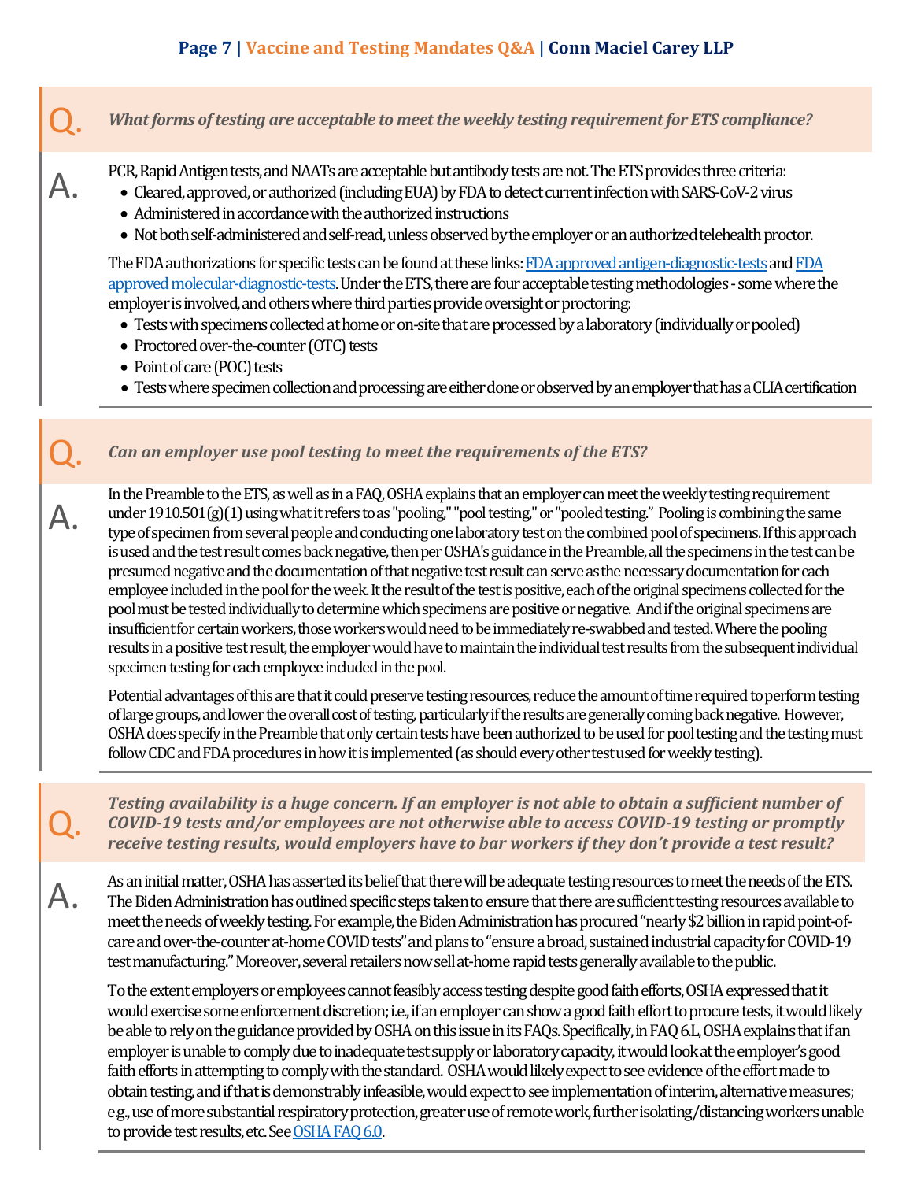**Q.** ***What forms of testing are acceptable to meet the weekly testing requirement for ETS compliance?***

**A.** PCR, Rapid Antigen tests, and NAATs are acceptable but antibody tests are not. The ETS provides three criteria:

- Cleared, approved, or authorized (including EUA) by FDA to detect current infection with SARS-CoV-2 virus
- Administered in accordance with the authorized instructions
- Not both self-administered and self-read, unless observed by the employer or an authorized telehealth proctor.

The FDA authorizations for specific tests can be found at these links: FDA approved antigen-diagnostic-tests and FDA approved molecular-diagnostic-tests. Under the ETS, there are four acceptable testing methodologies - some where the employer is involved, and others where third parties provide oversight or proctoring:

- Tests with specimens collected at home or on-site that are processed by a laboratory (individually or pooled)
- Proctored over-the-counter (OTC) tests
- Point of care (POC) tests
- Tests where specimen collection and processing are either done or observed by an employer that has a CLIA certification

**Q.** ***Can an employer use pool testing to meet the requirements of the ETS?***

**A.** In the Preamble to the ETS, as well as in a FAQ, OSHA explains that an employer can meet the weekly testing requirement under 1910.501(g)(1) using what it refers to as "pooling," "pool testing," or "pooled testing." Pooling is combining the same type of specimen from several people and conducting one laboratory test on the combined pool of specimens. If this approach is used and the test result comes back negative, then per OSHA's guidance in the Preamble, all the specimens in the test can be presumed negative and the documentation of that negative test result can serve as the necessary documentation for each employee included in the pool for the week. It the result of the test is positive, each of the original specimens collected for the pool must be tested individually to determine which specimens are positive or negative. And if the original specimens are insufficient for certain workers, those workers would need to be immediately re-swabbed and tested. Where the pooling results in a positive test result, the employer would have to maintain the individual test results from the subsequent individual specimen testing for each employee included in the pool.

Potential advantages of this are that it could preserve testing resources, reduce the amount of time required to perform testing of large groups, and lower the overall cost of testing, particularly if the results are generally coming back negative. However, OSHA does specify in the Preamble that only certain tests have been authorized to be used for pool testing and the testing must follow CDC and FDA procedures in how it is implemented (as should every other test used for weekly testing).

**Q.** ***Testing availability is a huge concern. If an employer is not able to obtain a sufficient number of COVID-19 tests and/or employees are not otherwise able to access COVID-19 testing or promptly receive testing results, would employers have to bar workers if they don't provide a test result?***

**A.** As an initial matter, OSHA has asserted its belief that there will be adequate testing resources to meet the needs of the ETS. The Biden Administration has outlined specific steps taken to ensure that there are sufficient testing resources available to meet the needs of weekly testing. For example, the Biden Administration has procured "nearly $2 billion in rapid point-of-care and over-the-counter at-home COVID tests" and plans to "ensure a broad, sustained industrial capacity for COVID-19 test manufacturing." Moreover, several retailers now sell at-home rapid tests generally available to the public.

To the extent employers or employees cannot feasibly access testing despite good faith efforts, OSHA expressed that it would exercise some enforcement discretion; i.e., if an employer can show a good faith effort to procure tests, it would likely be able to rely on the guidance provided by OSHA on this issue in its FAQs. Specifically, in FAQ 6.L, OSHA explains that if an employer is unable to comply due to inadequate test supply or laboratory capacity, it would look at the employer's good faith efforts in attempting to comply with the standard. OSHA would likely expect to see evidence of the effort made to obtain testing, and if that is demonstrably infeasible, would expect to see implementation of interim, alternative measures; e.g., use of more substantial respiratory protection, greater use of remote work, further isolating/distancing workers unable to provide test results, etc. See OSHA FAQ 6.0.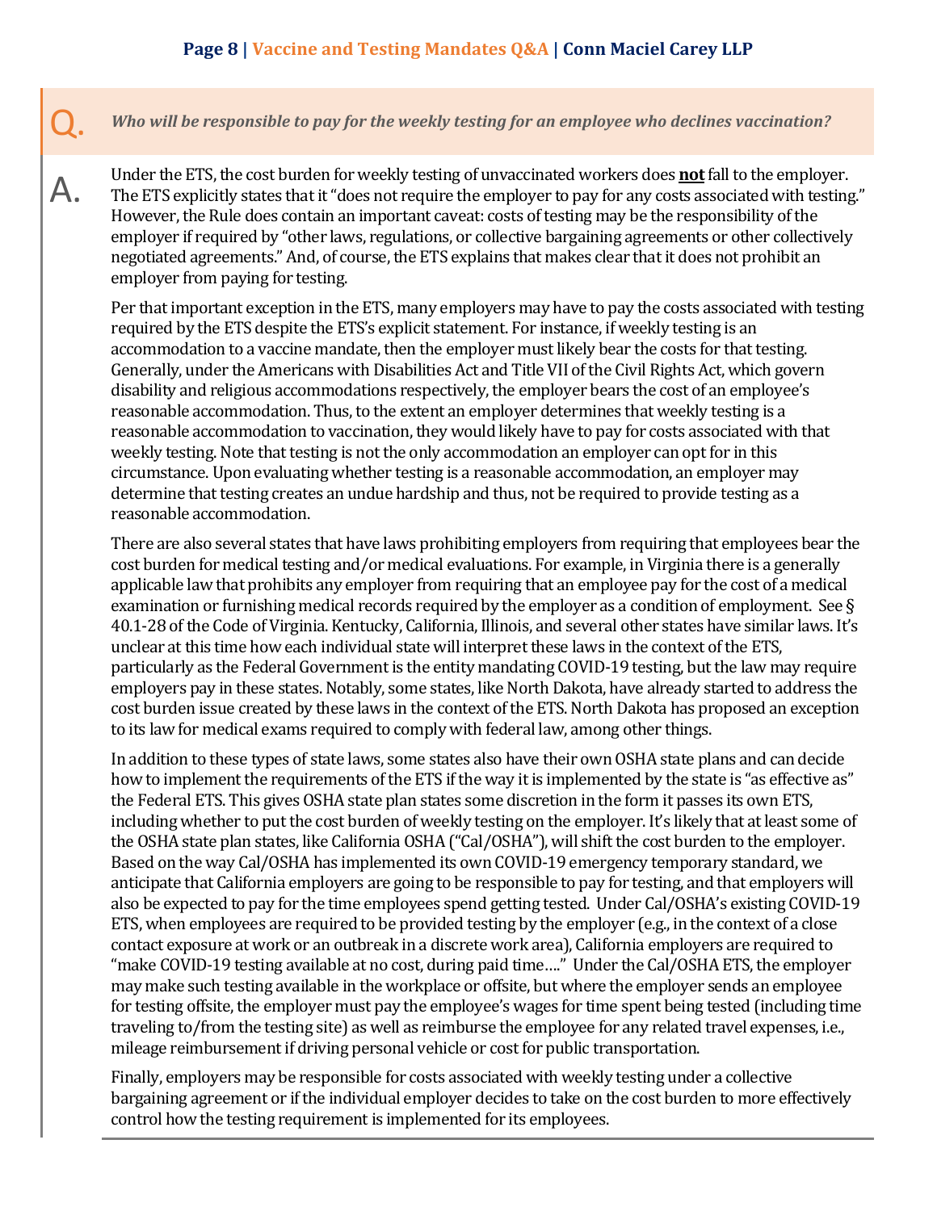**Q.** ***Who will be responsible to pay for the weekly testing for an employee who declines vaccination?***

**A.** Under the ETS, the cost burden for weekly testing of unvaccinated workers does **not** fall to the employer. The ETS explicitly states that it "does not require the employer to pay for any costs associated with testing." However, the Rule does contain an important caveat: costs of testing may be the responsibility of the employer if required by "other laws, regulations, or collective bargaining agreements or other collectively negotiated agreements." And, of course, the ETS explains that makes clear that it does not prohibit an employer from paying for testing.

Per that important exception in the ETS, many employers may have to pay the costs associated with testing required by the ETS despite the ETS's explicit statement. For instance, if weekly testing is an accommodation to a vaccine mandate, then the employer must likely bear the costs for that testing. Generally, under the Americans with Disabilities Act and Title VII of the Civil Rights Act, which govern disability and religious accommodations respectively, the employer bears the cost of an employee's reasonable accommodation. Thus, to the extent an employer determines that weekly testing is a reasonable accommodation to vaccination, they would likely have to pay for costs associated with that weekly testing. Note that testing is not the only accommodation an employer can opt for in this circumstance. Upon evaluating whether testing is a reasonable accommodation, an employer may determine that testing creates an undue hardship and thus, not be required to provide testing as a reasonable accommodation.

There are also several states that have laws prohibiting employers from requiring that employees bear the cost burden for medical testing and/or medical evaluations. For example, in Virginia there is a generally applicable law that prohibits any employer from requiring that an employee pay for the cost of a medical examination or furnishing medical records required by the employer as a condition of employment. See § 40.1-28 of the Code of Virginia. Kentucky, California, Illinois, and several other states have similar laws. It's unclear at this time how each individual state will interpret these laws in the context of the ETS, particularly as the Federal Government is the entity mandating COVID-19 testing, but the law may require employers pay in these states. Notably, some states, like North Dakota, have already started to address the cost burden issue created by these laws in the context of the ETS. North Dakota has proposed an exception to its law for medical exams required to comply with federal law, among other things.

In addition to these types of state laws, some states also have their own OSHA state plans and can decide how to implement the requirements of the ETS if the way it is implemented by the state is "as effective as" the Federal ETS. This gives OSHA state plan states some discretion in the form it passes its own ETS, including whether to put the cost burden of weekly testing on the employer. It's likely that at least some of the OSHA state plan states, like California OSHA ("Cal/OSHA"), will shift the cost burden to the employer. Based on the way Cal/OSHA has implemented its own COVID-19 emergency temporary standard, we anticipate that California employers are going to be responsible to pay for testing, and that employers will also be expected to pay for the time employees spend getting tested. Under Cal/OSHA's existing COVID-19 ETS, when employees are required to be provided testing by the employer (e.g., in the context of a close contact exposure at work or an outbreak in a discrete work area), California employers are required to "make COVID-19 testing available at no cost, during paid time…." Under the Cal/OSHA ETS, the employer may make such testing available in the workplace or offsite, but where the employer sends an employee for testing offsite, the employer must pay the employee's wages for time spent being tested (including time traveling to/from the testing site) as well as reimburse the employee for any related travel expenses, i.e., mileage reimbursement if driving personal vehicle or cost for public transportation.

Finally, employers may be responsible for costs associated with weekly testing under a collective bargaining agreement or if the individual employer decides to take on the cost burden to more effectively control how the testing requirement is implemented for its employees.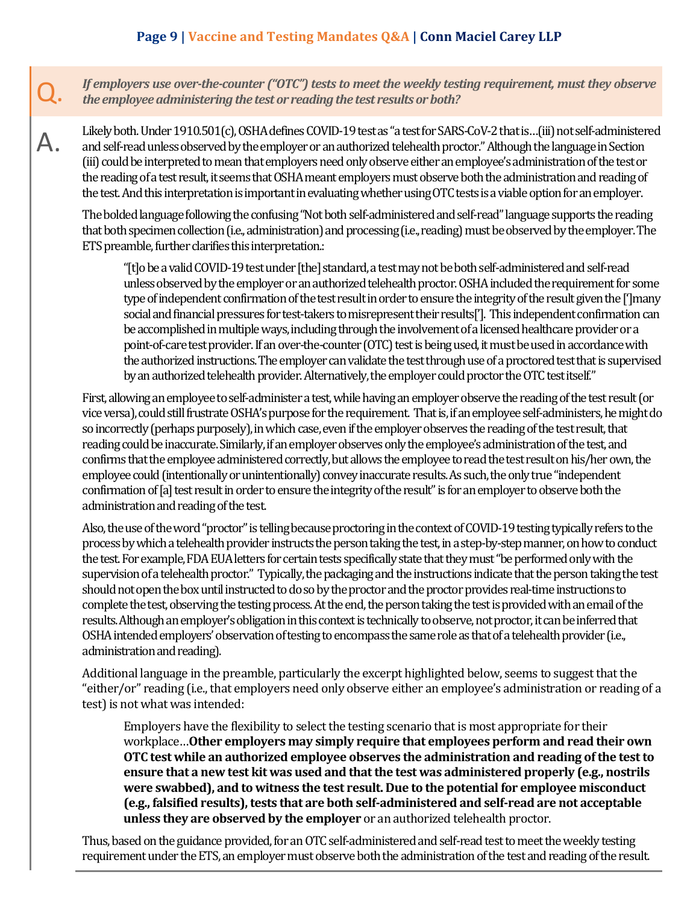**Q.** ***If employers use over-the-counter ("OTC") tests to meet the weekly testing requirement, must they observe the employee administering the test or reading the test results or both?***

**A.** Likely both. Under 1910.501(c), OSHA defines COVID-19 test as "a test for SARS-CoV-2 that is…(iii) not self-administered and self-read unless observed by the employer or an authorized telehealth proctor." Although the language in Section (iii) could be interpreted to mean that employers need only observe either an employee's administration of the test or the reading of a test result, it seems that OSHA meant employers must observe both the administration and reading of the test. And this interpretation is important in evaluating whether using OTC tests is a viable option for an employer.

The bolded language following the confusing "Not both self-administered and self-read" language supports the reading that both specimen collection (i.e., administration) and processing (i.e., reading) must be observed by the employer. The ETS preamble, further clarifies this interpretation.:

> "[t]o be a valid COVID-19 test under [the] standard, a test may not be both self-administered and self-read unless observed by the employer or an authorized telehealth proctor. OSHA included the requirement for some type of independent confirmation of the test result in order to ensure the integrity of the result given the [']many social and financial pressures for test-takers to misrepresent their results[']. This independent confirmation can be accomplished in multiple ways, including through the involvement of a licensed healthcare provider or a point-of-care test provider. If an over-the-counter (OTC) test is being used, it must be used in accordance with the authorized instructions. The employer can validate the test through use of a proctored test that is supervised by an authorized telehealth provider. Alternatively, the employer could proctor the OTC test itself."

First, allowing an employee to self-administer a test, while having an employer observe the reading of the test result (or vice versa), could still frustrate OSHA's purpose for the requirement. That is, if an employee self-administers, he might do so incorrectly (perhaps purposely), in which case, even if the employer observes the reading of the test result, that reading could be inaccurate. Similarly, if an employer observes only the employee's administration of the test, and confirms that the employee administered correctly, but allows the employee to read the test result on his/her own, the employee could (intentionally or unintentionally) convey inaccurate results. As such, the only true "independent confirmation of [a] test result in order to ensure the integrity of the result" is for an employer to observe both the administration and reading of the test.

Also, the use of the word "proctor" is telling because proctoring in the context of COVID-19 testing typically refers to the process by which a telehealth provider instructs the person taking the test, in a step-by-step manner, on how to conduct the test. For example, FDA EUA letters for certain tests specifically state that they must "be performed only with the supervision of a telehealth proctor." Typically, the packaging and the instructions indicate that the person taking the test should not open the box until instructed to do so by the proctor and the proctor provides real-time instructions to complete the test, observing the testing process. At the end, the person taking the test is provided with an email of the results. Although an employer's obligation in this context is technically to observe, not proctor, it can be inferred that OSHA intended employers' observation of testing to encompass the same role as that of a telehealth provider (i.e., administration and reading).

Additional language in the preamble, particularly the excerpt highlighted below, seems to suggest that the "either/or" reading (i.e., that employers need only observe either an employee's administration or reading of a test) is not what was intended:

> Employers have the flexibility to select the testing scenario that is most appropriate for their workplace…**Other employers may simply require that employees perform and read their own OTC test while an authorized employee observes the administration and reading of the test to ensure that a new test kit was used and that the test was administered properly (e.g., nostrils were swabbed), and to witness the test result. Due to the potential for employee misconduct (e.g., falsified results), tests that are both self-administered and self-read are not acceptable unless they are observed by the employer** or an authorized telehealth proctor.

Thus, based on the guidance provided, for an OTC self-administered and self-read test to meet the weekly testing requirement under the ETS, an employer must observe both the administration of the test and reading of the result.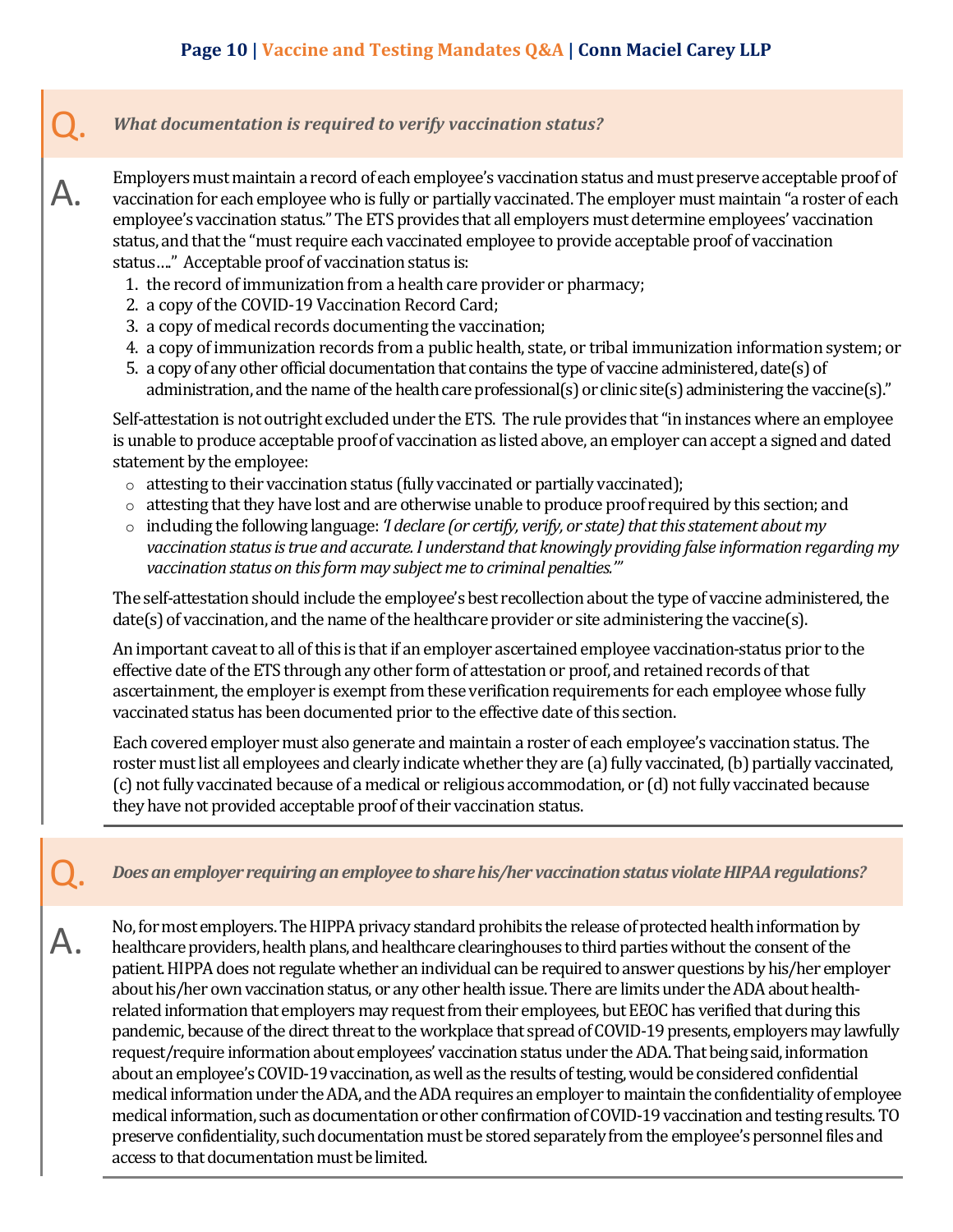**Q.** ***What documentation is required to verify vaccination status?***

**A.** Employers must maintain a record of each employee's vaccination status and must preserve acceptable proof of vaccination for each employee who is fully or partially vaccinated. The employer must maintain "a roster of each employee's vaccination status." The ETS provides that all employers must determine employees' vaccination status, and that the "must require each vaccinated employee to provide acceptable proof of vaccination status…." Acceptable proof of vaccination status is:

1. the record of immunization from a health care provider or pharmacy;
2. a copy of the COVID-19 Vaccination Record Card;
3. a copy of medical records documenting the vaccination;
4. a copy of immunization records from a public health, state, or tribal immunization information system; or
5. a copy of any other official documentation that contains the type of vaccine administered, date(s) of administration, and the name of the health care professional(s) or clinic site(s) administering the vaccine(s)."

Self-attestation is not outright excluded under the ETS. The rule provides that "in instances where an employee is unable to produce acceptable proof of vaccination as listed above, an employer can accept a signed and dated statement by the employee:

- attesting to their vaccination status (fully vaccinated or partially vaccinated);
- attesting that they have lost and are otherwise unable to produce proof required by this section; and
- including the following language: *'I declare (or certify, verify, or state) that this statement about my vaccination status is true and accurate. I understand that knowingly providing false information regarding my vaccination status on this form may subject me to criminal penalties.'"*

The self-attestation should include the employee's best recollection about the type of vaccine administered, the date(s) of vaccination, and the name of the healthcare provider or site administering the vaccine(s).

An important caveat to all of this is that if an employer ascertained employee vaccination-status prior to the effective date of the ETS through any other form of attestation or proof, and retained records of that ascertainment, the employer is exempt from these verification requirements for each employee whose fully vaccinated status has been documented prior to the effective date of this section.

Each covered employer must also generate and maintain a roster of each employee's vaccination status. The roster must list all employees and clearly indicate whether they are (a) fully vaccinated, (b) partially vaccinated, (c) not fully vaccinated because of a medical or religious accommodation, or (d) not fully vaccinated because they have not provided acceptable proof of their vaccination status.

---

**Q.** ***Does an employer requiring an employee to share his/her vaccination status violate HIPAA regulations?***

**A.** No, for most employers. The HIPPA privacy standard prohibits the release of protected health information by healthcare providers, health plans, and healthcare clearinghouses to third parties without the consent of the patient. HIPPA does not regulate whether an individual can be required to answer questions by his/her employer about his/her own vaccination status, or any other health issue. There are limits under the ADA about health-related information that employers may request from their employees, but EEOC has verified that during this pandemic, because of the direct threat to the workplace that spread of COVID-19 presents, employers may lawfully request/require information about employees' vaccination status under the ADA. That being said, information about an employee's COVID-19 vaccination, as well as the results of testing, would be considered confidential medical information under the ADA, and the ADA requires an employer to maintain the confidentiality of employee medical information, such as documentation or other confirmation of COVID-19 vaccination and testing results. TO preserve confidentiality, such documentation must be stored separately from the employee's personnel files and access to that documentation must be limited.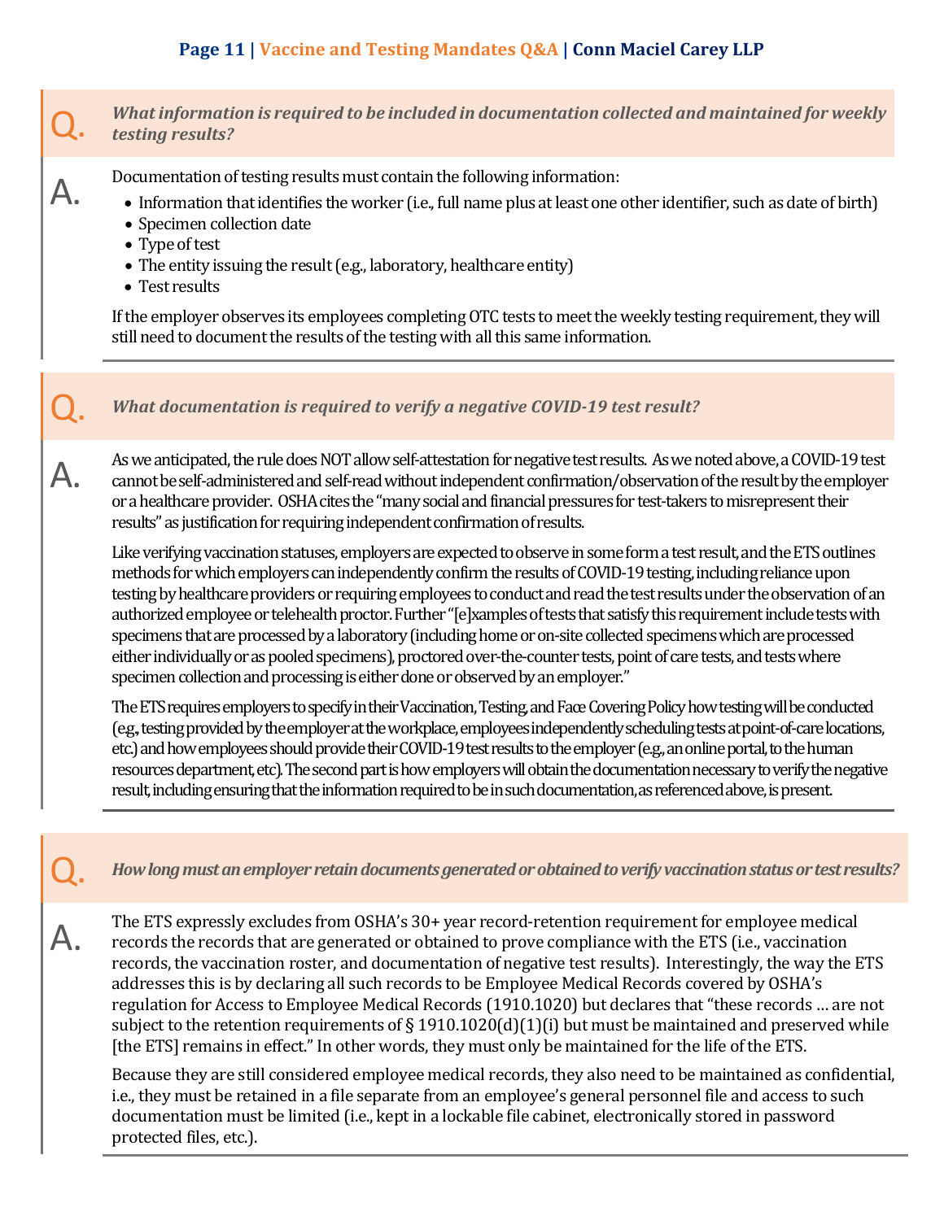**Q.** ***What information is required to be included in documentation collected and maintained for weekly testing results?***

**A.** Documentation of testing results must contain the following information:

- Information that identifies the worker (i.e., full name plus at least one other identifier, such as date of birth)
- Specimen collection date
- Type of test
- The entity issuing the result (e.g., laboratory, healthcare entity)
- Test results

If the employer observes its employees completing OTC tests to meet the weekly testing requirement, they will still need to document the results of the testing with all this same information.

---

**Q.** ***What documentation is required to verify a negative COVID-19 test result?***

**A.** As we anticipated, the rule does NOT allow self-attestation for negative test results. As we noted above, a COVID-19 test cannot be self-administered and self-read without independent confirmation/observation of the result by the employer or a healthcare provider. OSHA cites the "many social and financial pressures for test-takers to misrepresent their results" as justification for requiring independent confirmation of results.

Like verifying vaccination statuses, employers are expected to observe in some form a test result, and the ETS outlines methods for which employers can independently confirm the results of COVID-19 testing, including reliance upon testing by healthcare providers or requiring employees to conduct and read the test results under the observation of an authorized employee or telehealth proctor. Further "[e]xamples of tests that satisfy this requirement include tests with specimens that are processed by a laboratory (including home or on-site collected specimens which are processed either individually or as pooled specimens), proctored over-the-counter tests, point of care tests, and tests where specimen collection and processing is either done or observed by an employer."

The ETS requires employers to specify in their Vaccination, Testing, and Face Covering Policy how testing will be conducted (e.g., testing provided by the employer at the workplace, employees independently scheduling tests at point-of-care locations, etc.) and how employees should provide their COVID-19 test results to the employer (e.g., an online portal, to the human resources department, etc). The second part is how employers will obtain the documentation necessary to verify the negative result, including ensuring that the information required to be in such documentation, as referenced above, is present.

---

**Q.** ***How long must an employer retain documents generated or obtained to verify vaccination status or test results?***

**A.** The ETS expressly excludes from OSHA's 30+ year record-retention requirement for employee medical records the records that are generated or obtained to prove compliance with the ETS (i.e., vaccination records, the vaccination roster, and documentation of negative test results). Interestingly, the way the ETS addresses this is by declaring all such records to be Employee Medical Records covered by OSHA's regulation for Access to Employee Medical Records (1910.1020) but declares that "these records … are not subject to the retention requirements of § 1910.1020(d)(1)(i) but must be maintained and preserved while [the ETS] remains in effect." In other words, they must only be maintained for the life of the ETS.

Because they are still considered employee medical records, they also need to be maintained as confidential, i.e., they must be retained in a file separate from an employee's general personnel file and access to such documentation must be limited (i.e., kept in a lockable file cabinet, electronically stored in password protected files, etc.).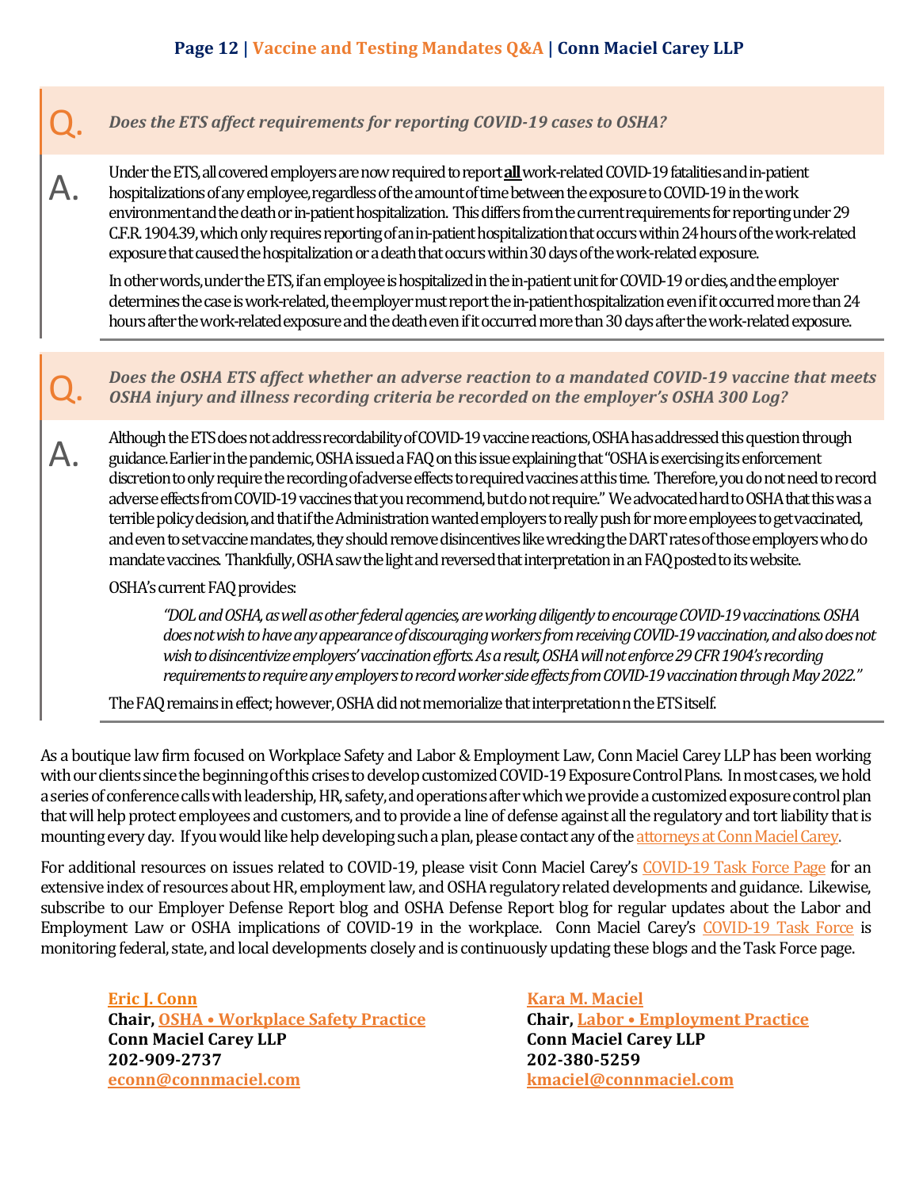Q. ***Does the ETS affect requirements for reporting COVID-19 cases to OSHA?***

A. Under the ETS, all covered employers are now required to report **all** work-related COVID-19 fatalities and in-patient hospitalizations of any employee, regardless of the amount of time between the exposure to COVID-19 in the work environment and the death or in-patient hospitalization. This differs from the current requirements for reporting under 29 C.F.R. 1904.39, which only requires reporting of an in-patient hospitalization that occurs within 24 hours of the work-related exposure that caused the hospitalization or a death that occurs within 30 days of the work-related exposure.

In other words, under the ETS, if an employee is hospitalized in the in-patient unit for COVID-19 or dies, and the employer determines the case is work-related, the employer must report the in-patient hospitalization even if it occurred more than 24 hours after the work-related exposure and the death even if it occurred more than 30 days after the work-related exposure.

Q. ***Does the OSHA ETS affect whether an adverse reaction to a mandated COVID-19 vaccine that meets OSHA injury and illness recording criteria be recorded on the employer's OSHA 300 Log?***

A. Although the ETS does not address recordability of COVID-19 vaccine reactions, OSHA has addressed this question through guidance. Earlier in the pandemic, OSHA issued a FAQ on this issue explaining that "OSHA is exercising its enforcement discretion to only require the recording of adverse effects to required vaccines at this time. Therefore, you do not need to record adverse effects from COVID-19 vaccines that you recommend, but do not require." We advocated hard to OSHA that this was a terrible policy decision, and that if the Administration wanted employers to really push for more employees to get vaccinated, and even to set vaccine mandates, they should remove disincentives like wrecking the DART rates of those employers who do mandate vaccines. Thankfully, OSHA saw the light and reversed that interpretation in an FAQ posted to its website.

OSHA's current FAQ provides:

> *"DOL and OSHA, as well as other federal agencies, are working diligently to encourage COVID-19 vaccinations. OSHA does not wish to have any appearance of discouraging workers from receiving COVID-19 vaccination, and also does not wish to disincentivize employers' vaccination efforts. As a result, OSHA will not enforce 29 CFR 1904's recording requirements to require any employers to record worker side effects from COVID-19 vaccination through May 2022."*

The FAQ remains in effect; however, OSHA did not memorialize that interpretation n the ETS itself.

As a boutique law firm focused on Workplace Safety and Labor & Employment Law, Conn Maciel Carey LLP has been working with our clients since the beginning of this crises to develop customized COVID-19 Exposure Control Plans. In most cases, we hold a series of conference calls with leadership, HR, safety, and operations after which we provide a customized exposure control plan that will help protect employees and customers, and to provide a line of defense against all the regulatory and tort liability that is mounting every day. If you would like help developing such a plan, please contact any of the attorneys at Conn Maciel Carey.

For additional resources on issues related to COVID-19, please visit Conn Maciel Carey's COVID-19 Task Force Page for an extensive index of resources about HR, employment law, and OSHA regulatory related developments and guidance. Likewise, subscribe to our Employer Defense Report blog and OSHA Defense Report blog for regular updates about the Labor and Employment Law or OSHA implications of COVID-19 in the workplace. Conn Maciel Carey's COVID-19 Task Force is monitoring federal, state, and local developments closely and is continuously updating these blogs and the Task Force page.

**Eric J. Conn**
**Chair, OSHA • Workplace Safety Practice**
**Conn Maciel Carey LLP**
**202-909-2737**
**econn@connmaciel.com**

**Kara M. Maciel**
**Chair, Labor • Employment Practice**
**Conn Maciel Carey LLP**
**202-380-5259**
**kmaciel@connmaciel.com**